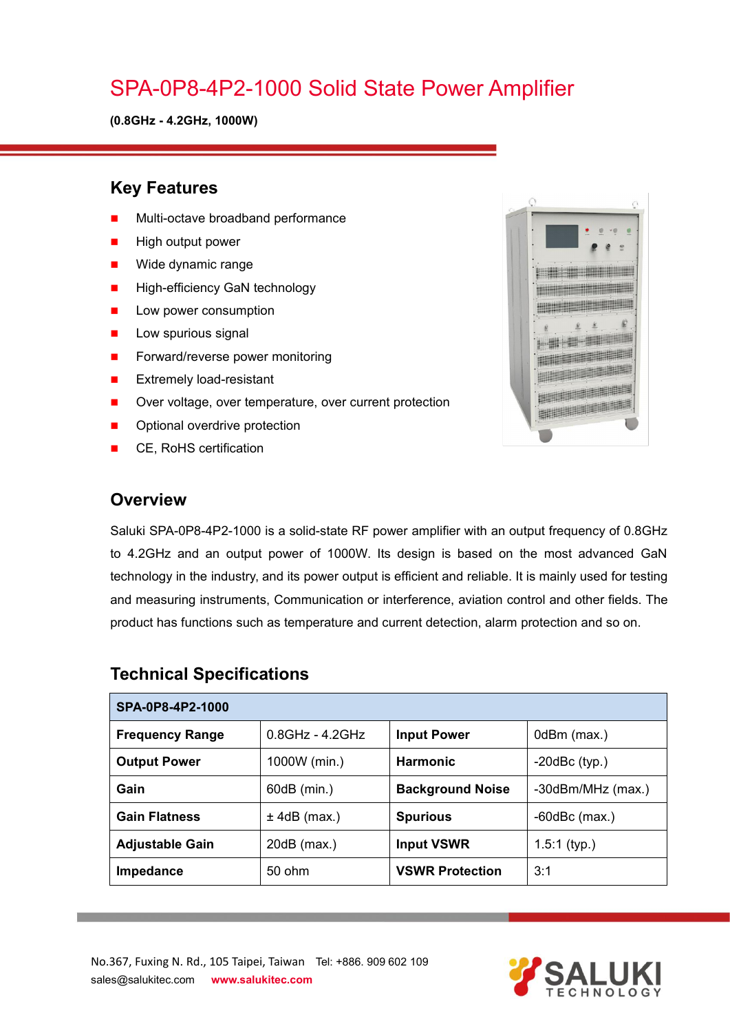# SPA-0P8-4P2-1000 Solid State Power Amplifier

**(0.8GHz - 4.2GHz, 1000W)**

## Key Features

- Multi-octave broadband performance
- High output power
- Wide dynamic range
- High-efficiency GaN technology
- Low power consumption
- Low spurious signal
- Forward/reverse power monitoring
- Extremely load-resistant
- Over voltage, over temperature, over current protection
- Optional overdrive protection
- CE, RoHS certification

## Overview

Saluki SPA-0P8-4P2-1000 is a solid-state RF power amplifier with an output frequency of 0.8GHz to 4.2GHz and an output power of 1000W. Its design is based on the most advanced GaN technology in the industry, and its power output is efficient and reliable. It is mainly used for testing and measuring instruments, Communication or interference, aviation control and other fields. The product has functions such as temperature and current detection, alarm protection and so on.

## Technical Specifications

| SPA-0P8-4P2-1000 | | | |
|---|---|---|---|
| **Frequency Range** | 0.8GHz - 4.2GHz | **Input Power** | 0dBm (max.) |
| **Output Power** | 1000W (min.) | **Harmonic** | -20dBc (typ.) |
| **Gain** | 60dB (min.) | **Background Noise** | -30dBm/MHz (max.) |
| **Gain Flatness** | ± 4dB (max.) | **Spurious** | -60dBc (max.) |
| **Adjustable Gain** | 20dB (max.) | **Input VSWR** | 1.5:1 (typ.) |
| **Impedance** | 50 ohm | **VSWR Protection** | 3:1 |

No.367, Fuxing N. Rd., 105 Taipei, Taiwan Tel: +886. 909 602 109
sales@salukitec.com **www.salukitec.com**

SALUKI TECHNOLOGY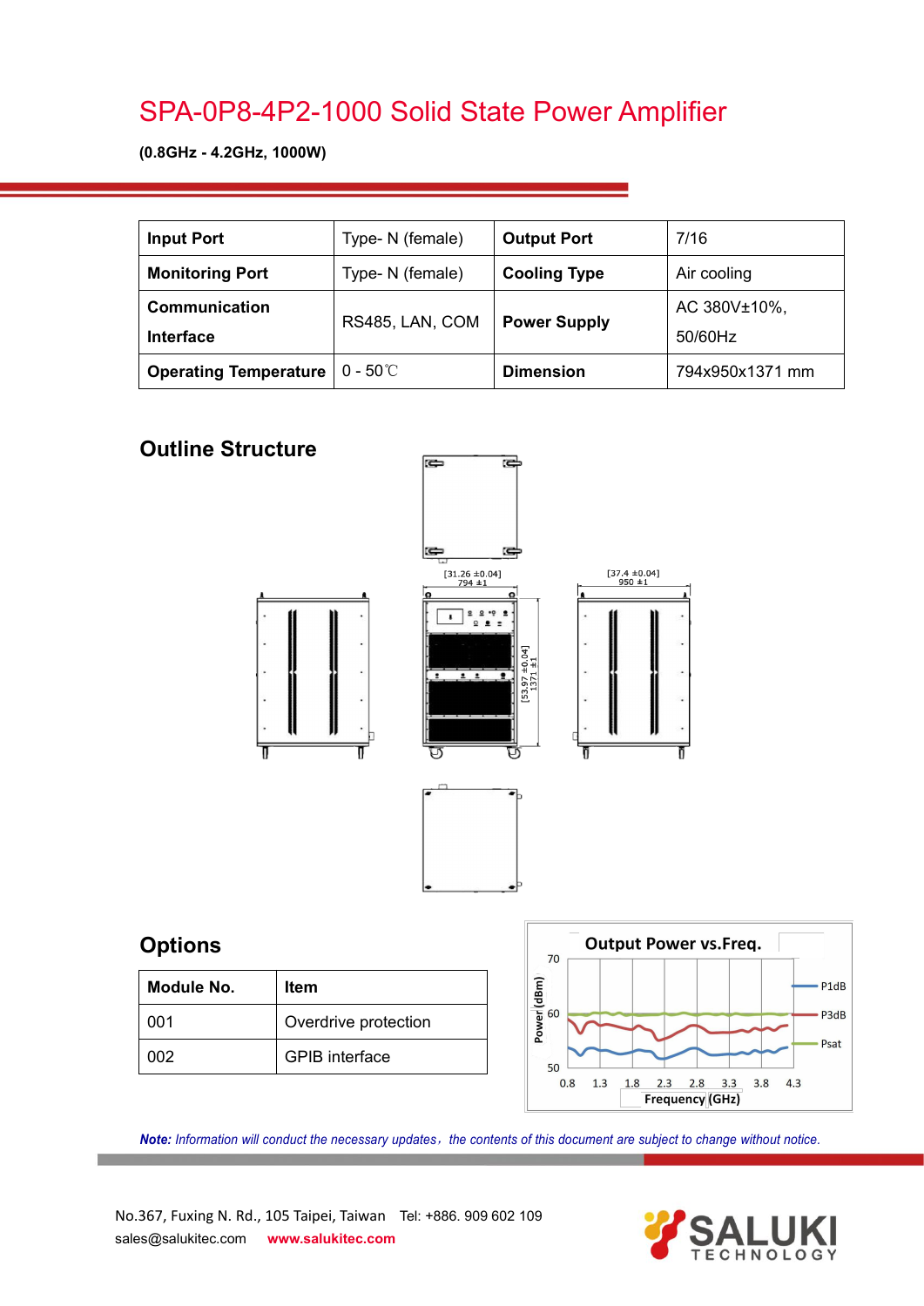# SPA-0P8-4P2-1000 Solid State Power Amplifier

**(0.8GHz - 4.2GHz, 1000W)**

| | | | |
|---|---|---|---|
| **Input Port** | Type- N (female) | **Output Port** | 7/16 |
| **Monitoring Port** | Type- N (female) | **Cooling Type** | Air cooling |
| **Communication Interface** | RS485, LAN, COM | **Power Supply** | AC 380V±10%, 50/60Hz |
| **Operating Temperature** | 0 - 50℃ | **Dimension** | 794x950x1371 mm |

## Outline Structure

[31.26 ±0.04]
794 ±1

[37.4 ±0.04]
950 ±1

[53.97 ±0.04]
1371 ±1

## Options

| Module No. | Item |
|---|---|
| 001 | Overdrive protection |
| 002 | GPIB interface |

Output Power vs.Freq.

Power (dBm)

70
60
50

0.8 1.3 1.8 2.3 2.8 3.3 3.8 4.3

Frequency (GHz)

P1dB
P3dB
Psat

***Note:*** *Information will conduct the necessary updates，the contents of this document are subject to change without notice.*

No.367, Fuxing N. Rd., 105 Taipei, Taiwan Tel: +886. 909 602 109
sales@salukitec.com **www.salukitec.com**

SALUKI TECHNOLOGY